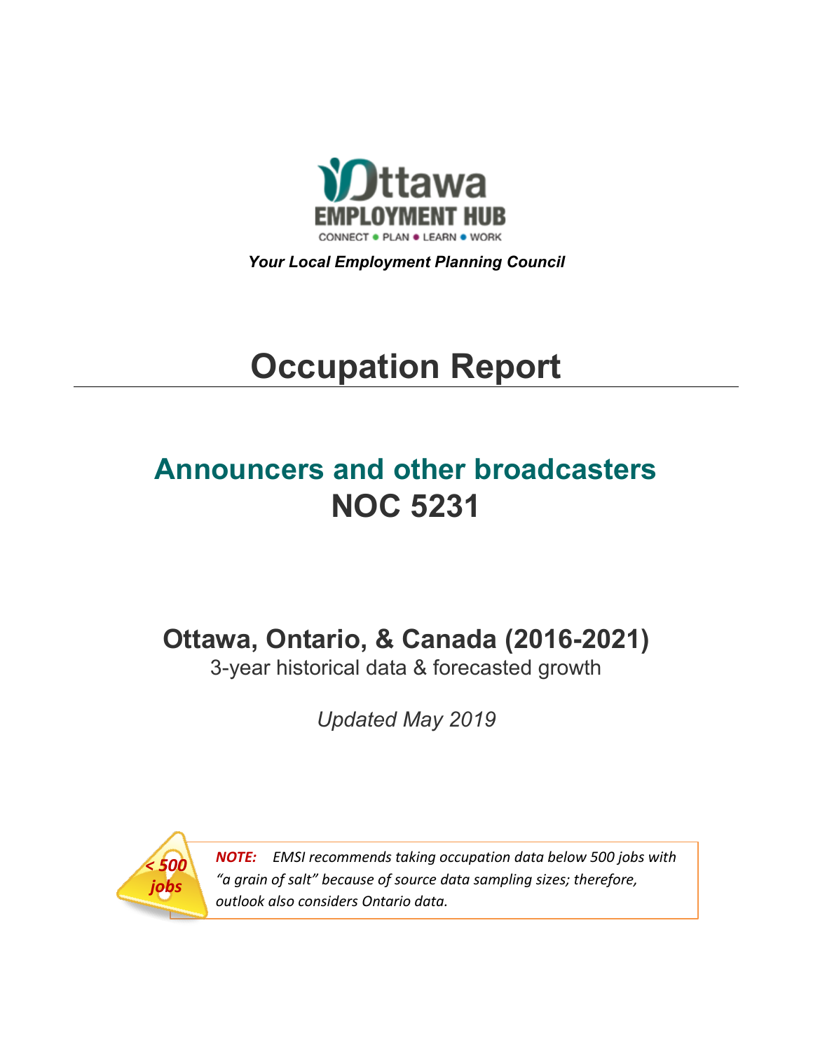Ottawa EMPLOYMENT HUB

CONNECT • PLAN • LEARN • WORK

***Your Local Employment Planning Council***

# Occupation Report

## Announcers and other broadcasters
## NOC 5231

### Ottawa, Ontario, & Canada (2016-2021)

3-year historical data & forecasted growth

*Updated May 2019*

*< 500 jobs*

***NOTE:*** *EMSI recommends taking occupation data below 500 jobs with "a grain of salt" because of source data sampling sizes; therefore, outlook also considers Ontario data.*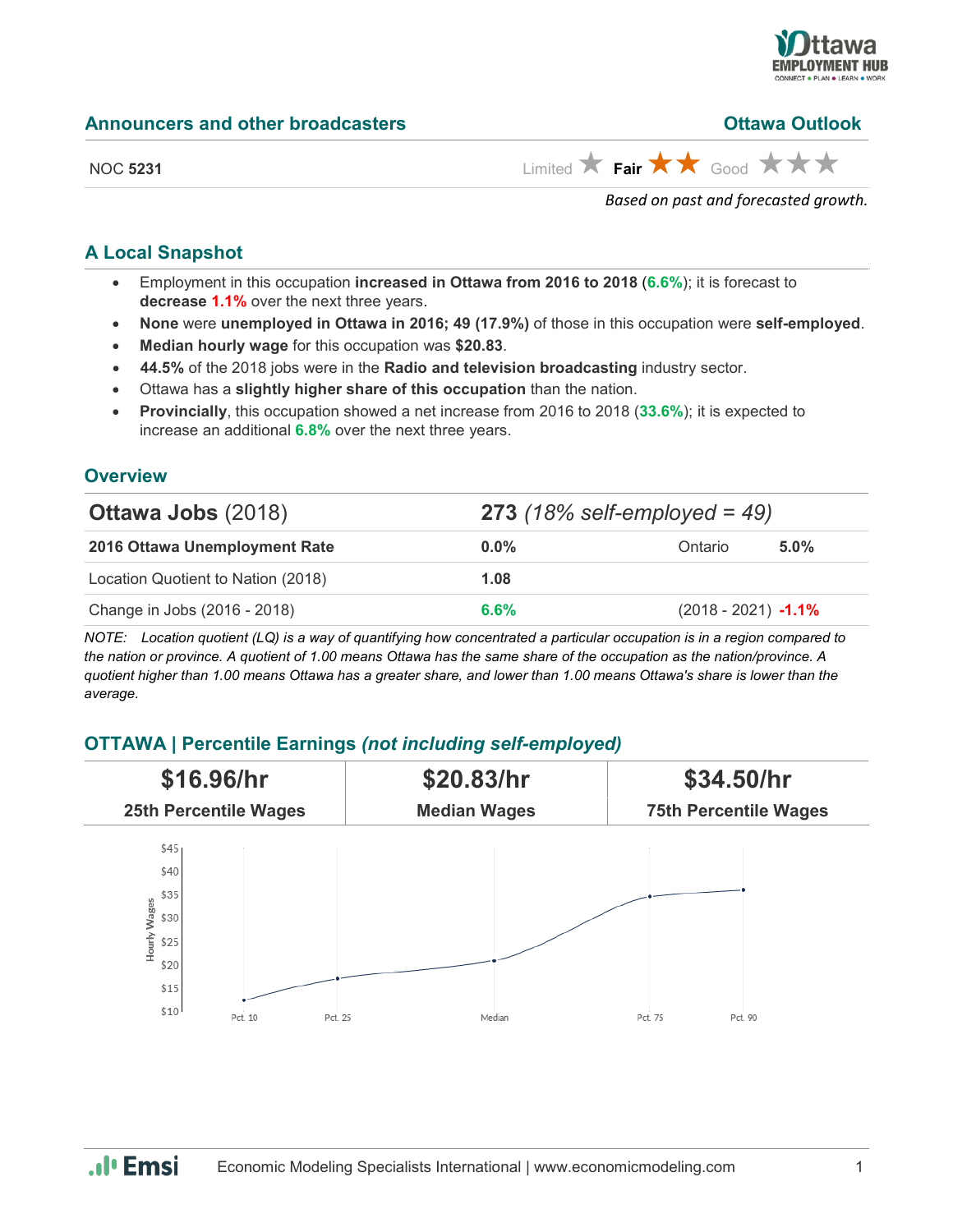## Announcers and other broadcasters

**Ottawa Outlook**

NOC **5231**

Limited ★ **Fair** ★★ Good ★★★

*Based on past and forecasted growth.*

### A Local Snapshot

- Employment in this occupation **increased in Ottawa from 2016 to 2018** (**6.6%**); it is forecast to **decrease 1.1%** over the next three years.
- **None** were **unemployed in Ottawa in 2016; 49 (17.9%)** of those in this occupation were **self-employed**.
- **Median hourly wage** for this occupation was **$20.83**.
- **44.5%** of the 2018 jobs were in the **Radio and television broadcasting** industry sector.
- Ottawa has a **slightly higher share of this occupation** than the nation.
- **Provincially**, this occupation showed a net increase from 2016 to 2018 (**33.6%**); it is expected to increase an additional **6.8%** over the next three years.

### Overview

| **Ottawa Jobs** (2018) | **273** *(18% self-employed = 49)* | | |
|---|---|---|---|
| **2016 Ottawa Unemployment Rate** | **0.0%** | Ontario | **5.0%** |
| Location Quotient to Nation (2018) | **1.08** | | |
| Change in Jobs (2016 - 2018) | **6.6%** | (2018 - 2021) | **-1.1%** |

*NOTE: Location quotient (LQ) is a way of quantifying how concentrated a particular occupation is in a region compared to the nation or province. A quotient of 1.00 means Ottawa has the same share of the occupation as the nation/province. A quotient higher than 1.00 means Ottawa has a greater share, and lower than 1.00 means Ottawa's share is lower than the average.*

### OTTAWA | Percentile Earnings *(not including self-employed)*

| **$16.96/hr** | **$20.83/hr** | **$34.50/hr** |
|---|---|---|
| **25th Percentile Wages** | **Median Wages** | **75th Percentile Wages** |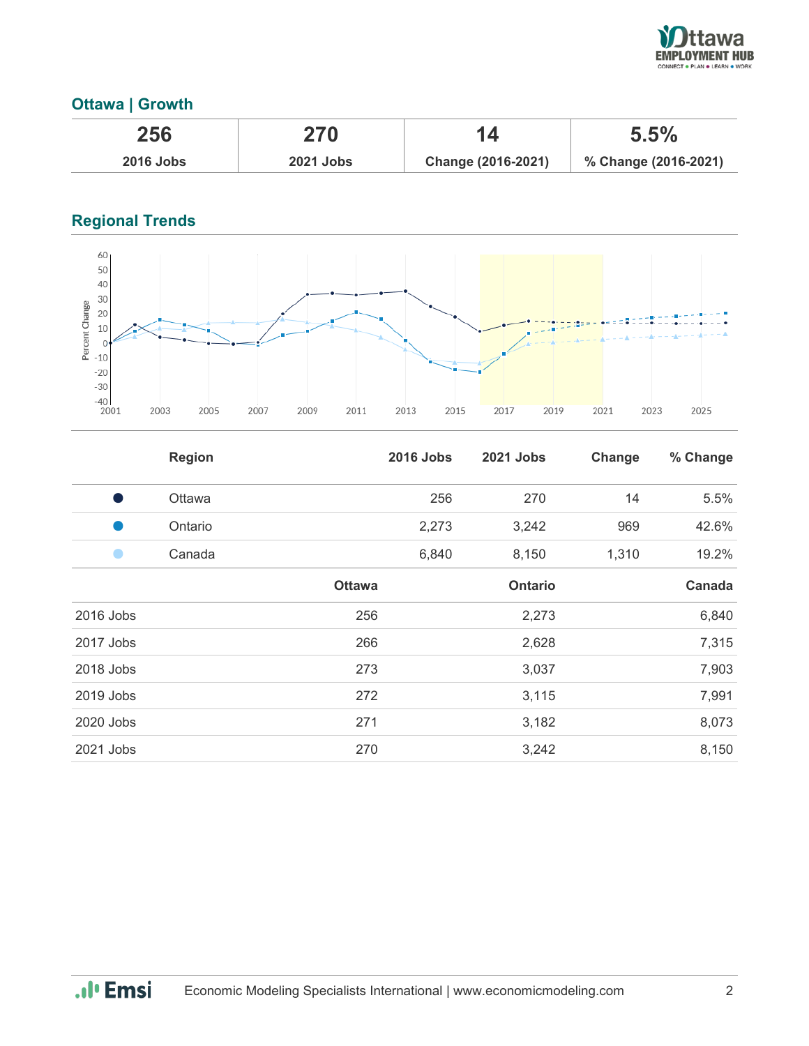## Ottawa | Growth

| 256 | 270 | 14 | 5.5% |
|---|---|---|---|
| 2016 Jobs | 2021 Jobs | Change (2016-2021) | % Change (2016-2021) |

## Regional Trends

| | Region | 2016 Jobs | 2021 Jobs | Change | % Change |
|---|---|---|---|---|---|
| ● | Ottawa | 256 | 270 | 14 | 5.5% |
| ● | Ontario | 2,273 | 3,242 | 969 | 42.6% |
| ● | Canada | 6,840 | 8,150 | 1,310 | 19.2% |

| | Ottawa | Ontario | Canada |
|---|---|---|---|
| 2016 Jobs | 256 | 2,273 | 6,840 |
| 2017 Jobs | 266 | 2,628 | 7,315 |
| 2018 Jobs | 273 | 3,037 | 7,903 |
| 2019 Jobs | 272 | 3,115 | 7,991 |
| 2020 Jobs | 271 | 3,182 | 8,073 |
| 2021 Jobs | 270 | 3,242 | 8,150 |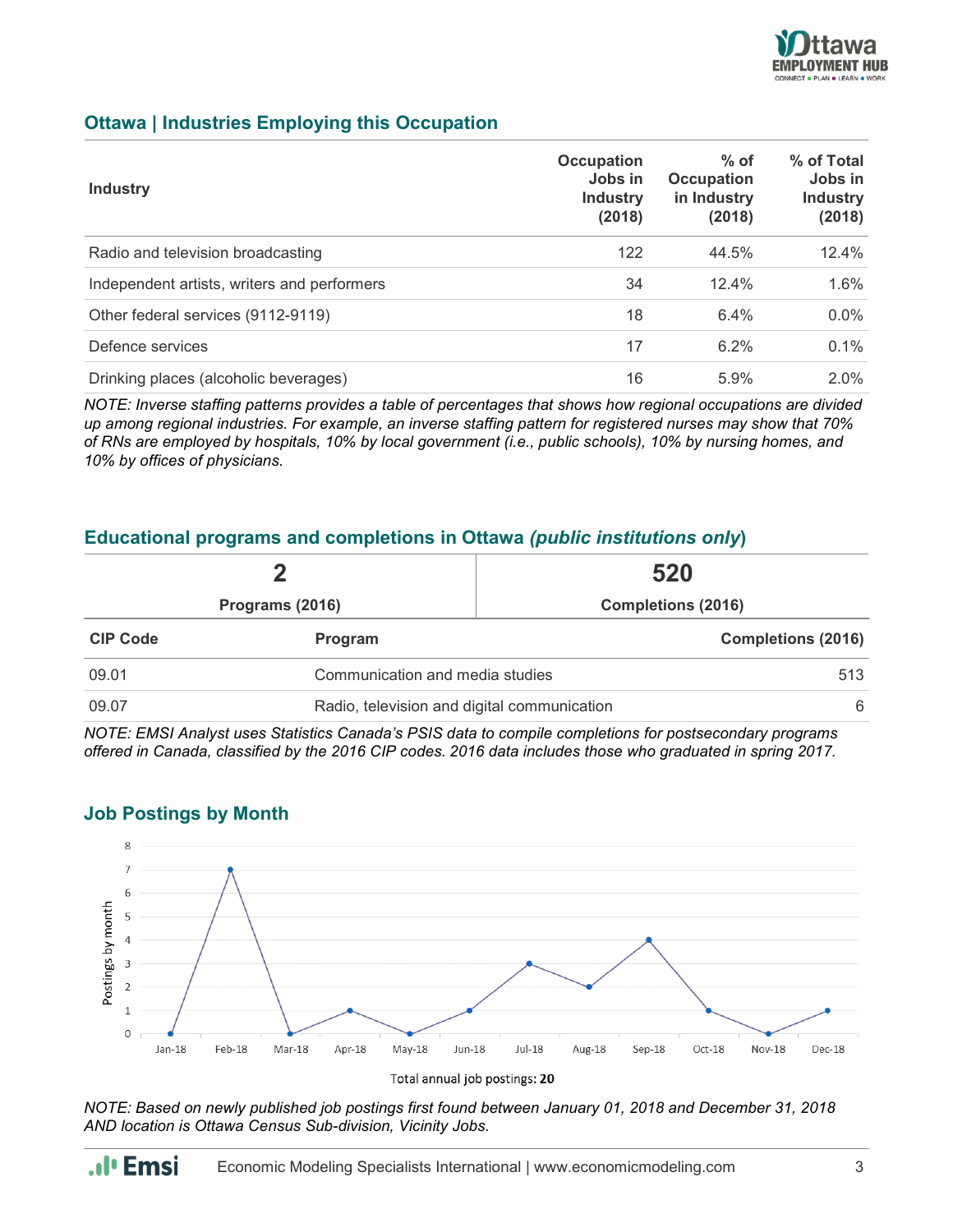## Ottawa | Industries Employing this Occupation

| Industry | Occupation Jobs in Industry (2018) | % of Occupation in Industry (2018) | % of Total Jobs in Industry (2018) |
|---|---|---|---|
| Radio and television broadcasting | 122 | 44.5% | 12.4% |
| Independent artists, writers and performers | 34 | 12.4% | 1.6% |
| Other federal services (9112-9119) | 18 | 6.4% | 0.0% |
| Defence services | 17 | 6.2% | 0.1% |
| Drinking places (alcoholic beverages) | 16 | 5.9% | 2.0% |

*NOTE: Inverse staffing patterns provides a table of percentages that shows how regional occupations are divided up among regional industries. For example, an inverse staffing pattern for registered nurses may show that 70% of RNs are employed by hospitals, 10% by local government (i.e., public schools), 10% by nursing homes, and 10% by offices of physicians.*

## Educational programs and completions in Ottawa *(public institutions only)*

| 2 | 520 |
|---|---|
| Programs (2016) | Completions (2016) |

| CIP Code | Program | Completions (2016) |
|---|---|---|
| 09.01 | Communication and media studies | 513 |
| 09.07 | Radio, television and digital communication | 6 |

*NOTE: EMSI Analyst uses Statistics Canada's PSIS data to compile completions for postsecondary programs offered in Canada, classified by the 2016 CIP codes. 2016 data includes those who graduated in spring 2017.*

## Job Postings by Month

| Month | Postings by month |
|---|---|
| Jan-18 | 0 |
| Feb-18 | 7 |
| Mar-18 | 0 |
| Apr-18 | 1 |
| May-18 | 0 |
| Jun-18 | 1 |
| Jul-18 | 3 |
| Aug-18 | 2 |
| Sep-18 | 4 |
| Oct-18 | 1 |
| Nov-18 | 0 |
| Dec-18 | 1 |

Total annual job postings: **20**

*NOTE: Based on newly published job postings first found between January 01, 2018 and December 31, 2018 AND location is Ottawa Census Sub-division, Vicinity Jobs.*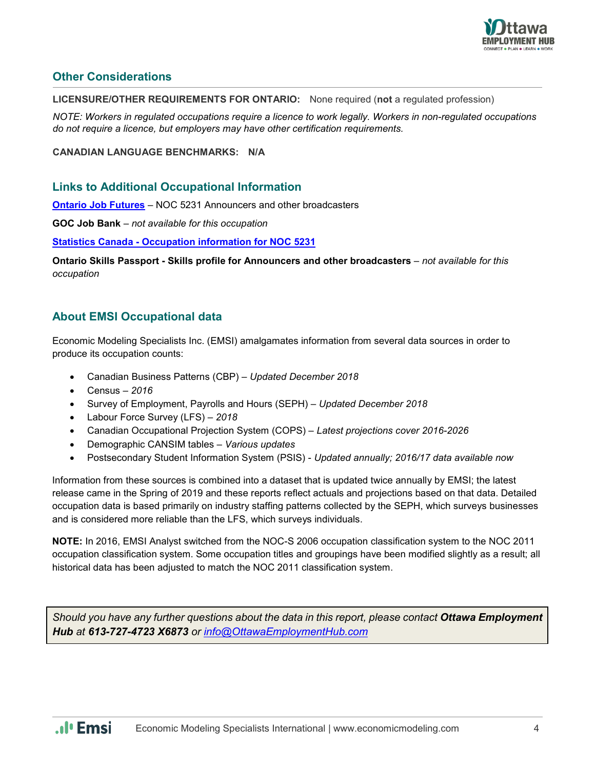## Other Considerations

**LICENSURE/OTHER REQUIREMENTS FOR ONTARIO:** None required (**not** a regulated profession)

*NOTE: Workers in regulated occupations require a licence to work legally. Workers in non-regulated occupations do not require a licence, but employers may have other certification requirements.*

**CANADIAN LANGUAGE BENCHMARKS: N/A**

## Links to Additional Occupational Information

**Ontario Job Futures** – NOC 5231 Announcers and other broadcasters

**GOC Job Bank** – *not available for this occupation*

**Statistics Canada - Occupation information for NOC 5231**

**Ontario Skills Passport - Skills profile for Announcers and other broadcasters** – *not available for this occupation*

## About EMSI Occupational data

Economic Modeling Specialists Inc. (EMSI) amalgamates information from several data sources in order to produce its occupation counts:

- Canadian Business Patterns (CBP) – *Updated December 2018*
- Census – *2016*
- Survey of Employment, Payrolls and Hours (SEPH) – *Updated December 2018*
- Labour Force Survey (LFS) – *2018*
- Canadian Occupational Projection System (COPS) – *Latest projections cover 2016-2026*
- Demographic CANSIM tables – *Various updates*
- Postsecondary Student Information System (PSIS) - *Updated annually; 2016/17 data available now*

Information from these sources is combined into a dataset that is updated twice annually by EMSI; the latest release came in the Spring of 2019 and these reports reflect actuals and projections based on that data. Detailed occupation data is based primarily on industry staffing patterns collected by the SEPH, which surveys businesses and is considered more reliable than the LFS, which surveys individuals.

**NOTE:** In 2016, EMSI Analyst switched from the NOC-S 2006 occupation classification system to the NOC 2011 occupation classification system. Some occupation titles and groupings have been modified slightly as a result; all historical data has been adjusted to match the NOC 2011 classification system.

*Should you have any further questions about the data in this report, please contact **Ottawa Employment Hub** at **613-727-4723 X6873** or info@OttawaEmploymentHub.com*